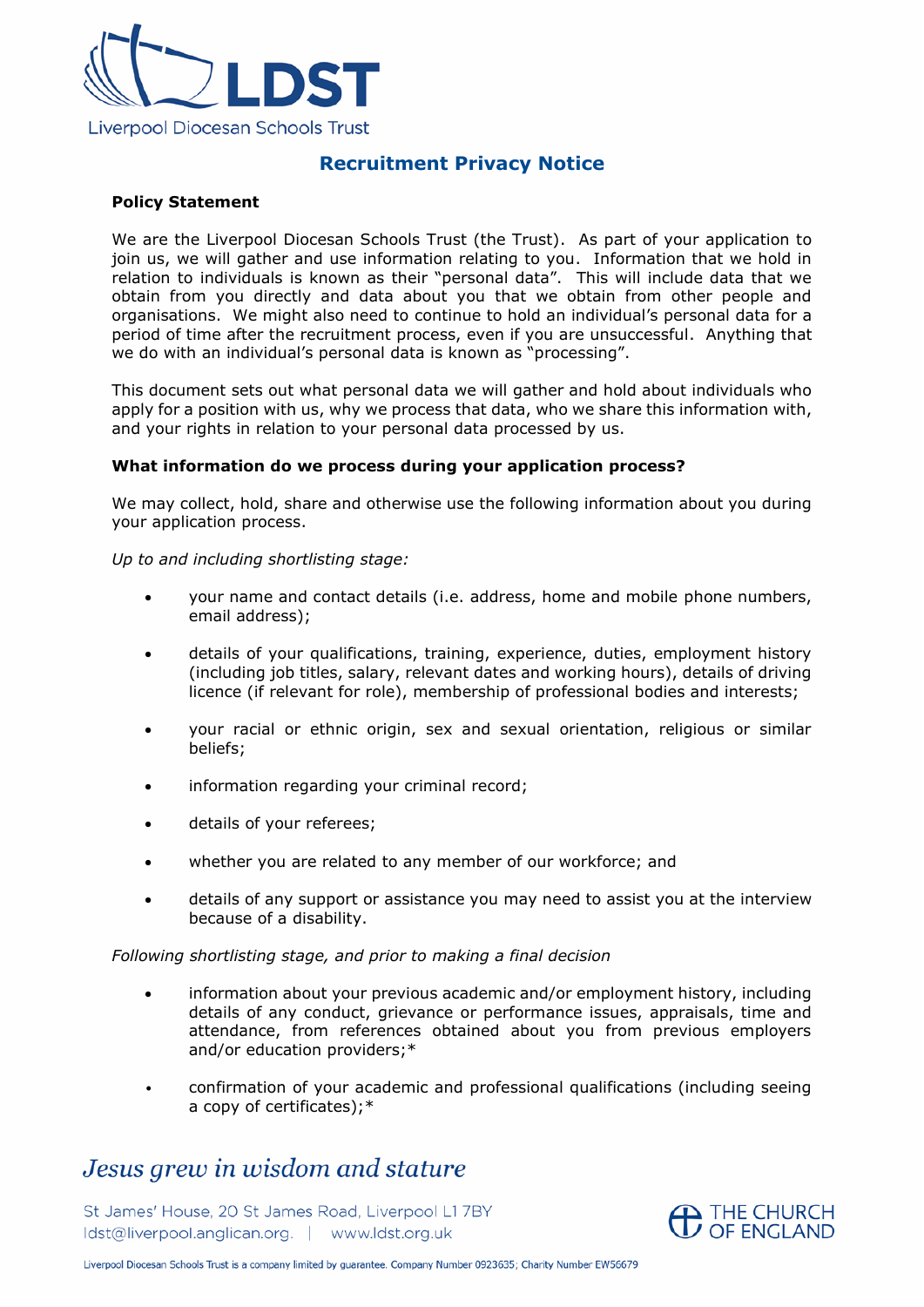# Recruitment Privacy Notice

**Policy Statement**

We are the Liverpool Diocesan Schools Trust (the Trust). As part of your application to join us, we will gather and use information relating to you. Information that we hold in relation to individuals is known as their "personal data". This will include data that we obtain from you directly and data about you that we obtain from other people and organisations. We might also need to continue to hold an individual's personal data for a period of time after the recruitment process, even if you are unsuccessful. Anything that we do with an individual's personal data is known as "processing".

This document sets out what personal data we will gather and hold about individuals who apply for a position with us, why we process that data, who we share this information with, and your rights in relation to your personal data processed by us.

**What information do we process during your application process?**

We may collect, hold, share and otherwise use the following information about you during your application process.

*Up to and including shortlisting stage:*

- your name and contact details (i.e. address, home and mobile phone numbers, email address);
- details of your qualifications, training, experience, duties, employment history (including job titles, salary, relevant dates and working hours), details of driving licence (if relevant for role), membership of professional bodies and interests;
- your racial or ethnic origin, sex and sexual orientation, religious or similar beliefs;
- information regarding your criminal record;
- details of your referees;
- whether you are related to any member of our workforce; and
- details of any support or assistance you may need to assist you at the interview because of a disability.

*Following shortlisting stage, and prior to making a final decision*

- information about your previous academic and/or employment history, including details of any conduct, grievance or performance issues, appraisals, time and attendance, from references obtained about you from previous employers and/or education providers;*
- confirmation of your academic and professional qualifications (including seeing a copy of certificates);*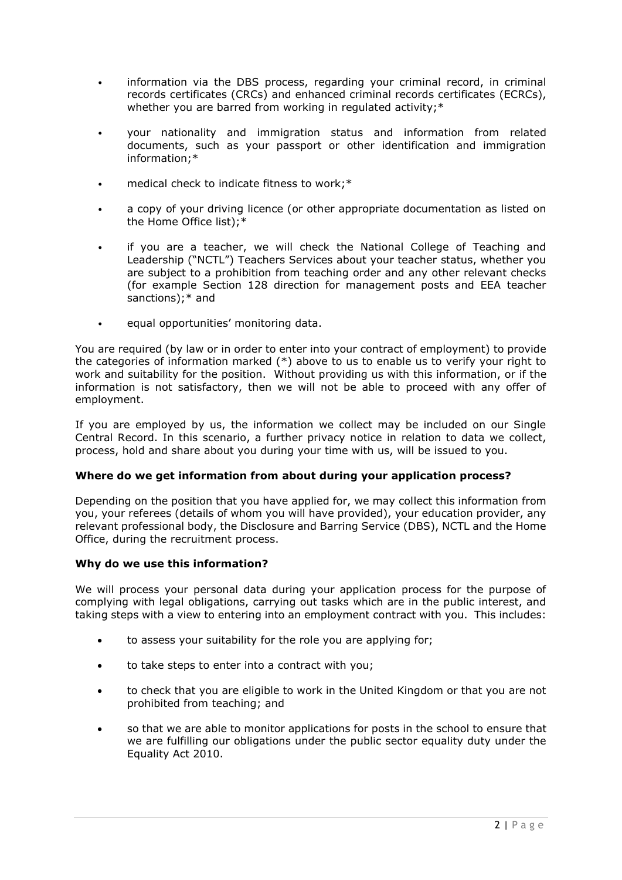- information via the DBS process, regarding your criminal record, in criminal records certificates (CRCs) and enhanced criminal records certificates (ECRCs), whether you are barred from working in regulated activity;*
- your nationality and immigration status and information from related documents, such as your passport or other identification and immigration information;*
- medical check to indicate fitness to work;*
- a copy of your driving licence (or other appropriate documentation as listed on the Home Office list);*
- if you are a teacher, we will check the National College of Teaching and Leadership ("NCTL") Teachers Services about your teacher status, whether you are subject to a prohibition from teaching order and any other relevant checks (for example Section 128 direction for management posts and EEA teacher sanctions);* and
- equal opportunities' monitoring data.

You are required (by law or in order to enter into your contract of employment) to provide the categories of information marked (*) above to us to enable us to verify your right to work and suitability for the position. Without providing us with this information, or if the information is not satisfactory, then we will not be able to proceed with any offer of employment.

If you are employed by us, the information we collect may be included on our Single Central Record. In this scenario, a further privacy notice in relation to data we collect, process, hold and share about you during your time with us, will be issued to you.

**Where do we get information from about during your application process?**

Depending on the position that you have applied for, we may collect this information from you, your referees (details of whom you will have provided), your education provider, any relevant professional body, the Disclosure and Barring Service (DBS), NCTL and the Home Office, during the recruitment process.

**Why do we use this information?**

We will process your personal data during your application process for the purpose of complying with legal obligations, carrying out tasks which are in the public interest, and taking steps with a view to entering into an employment contract with you. This includes:

- to assess your suitability for the role you are applying for;
- to take steps to enter into a contract with you;
- to check that you are eligible to work in the United Kingdom or that you are not prohibited from teaching; and
- so that we are able to monitor applications for posts in the school to ensure that we are fulfilling our obligations under the public sector equality duty under the Equality Act 2010.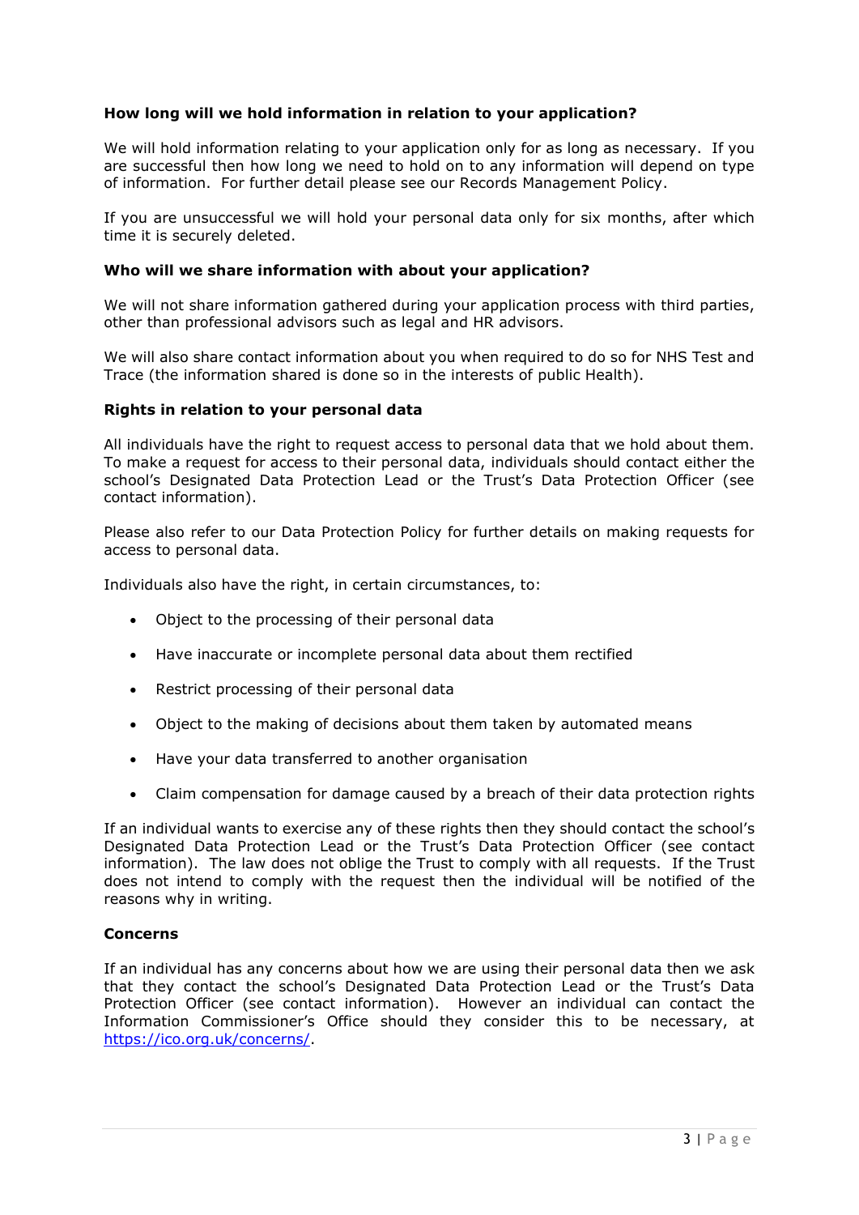**How long will we hold information in relation to your application?**

We will hold information relating to your application only for as long as necessary. If you are successful then how long we need to hold on to any information will depend on type of information. For further detail please see our Records Management Policy.

If you are unsuccessful we will hold your personal data only for six months, after which time it is securely deleted.

**Who will we share information with about your application?**

We will not share information gathered during your application process with third parties, other than professional advisors such as legal and HR advisors.

We will also share contact information about you when required to do so for NHS Test and Trace (the information shared is done so in the interests of public Health).

**Rights in relation to your personal data**

All individuals have the right to request access to personal data that we hold about them. To make a request for access to their personal data, individuals should contact either the school's Designated Data Protection Lead or the Trust's Data Protection Officer (see contact information).

Please also refer to our Data Protection Policy for further details on making requests for access to personal data.

Individuals also have the right, in certain circumstances, to:

- Object to the processing of their personal data
- Have inaccurate or incomplete personal data about them rectified
- Restrict processing of their personal data
- Object to the making of decisions about them taken by automated means
- Have your data transferred to another organisation
- Claim compensation for damage caused by a breach of their data protection rights

If an individual wants to exercise any of these rights then they should contact the school's Designated Data Protection Lead or the Trust's Data Protection Officer (see contact information). The law does not oblige the Trust to comply with all requests. If the Trust does not intend to comply with the request then the individual will be notified of the reasons why in writing.

**Concerns**

If an individual has any concerns about how we are using their personal data then we ask that they contact the school's Designated Data Protection Lead or the Trust's Data Protection Officer (see contact information). However an individual can contact the Information Commissioner's Office should they consider this to be necessary, at https://ico.org.uk/concerns/.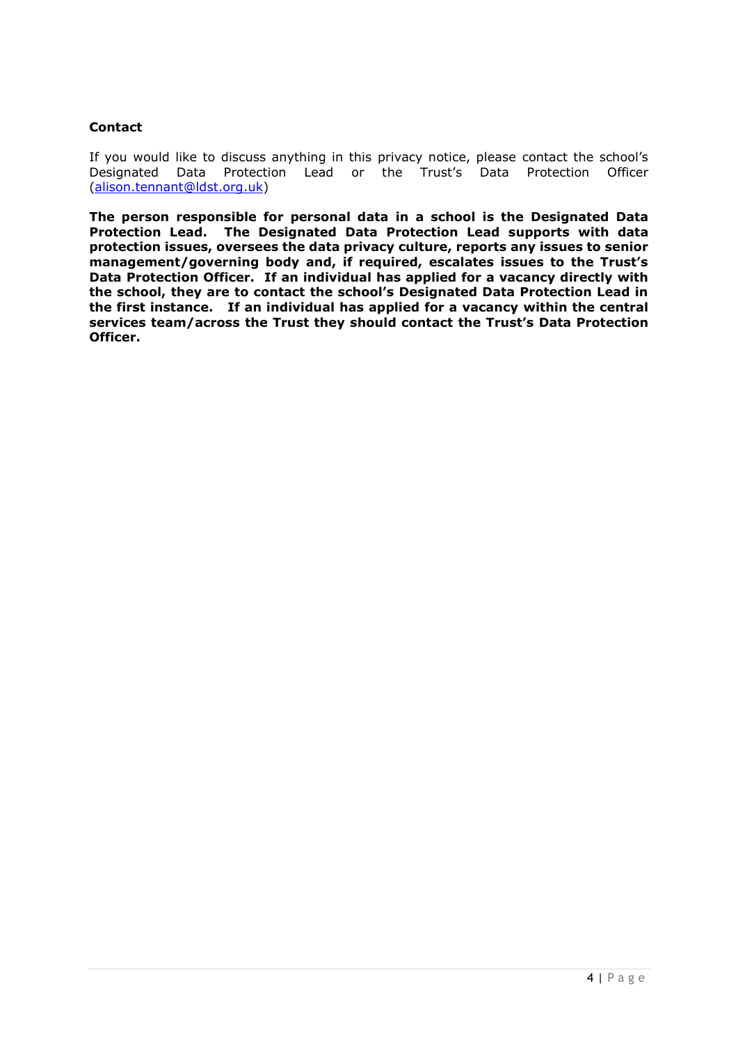**Contact**

If you would like to discuss anything in this privacy notice, please contact the school's Designated Data Protection Lead or the Trust's Data Protection Officer ([alison.tennant@ldst.org.uk](mailto:alison.tennant@ldst.org.uk))

**The person responsible for personal data in a school is the Designated Data Protection Lead. The Designated Data Protection Lead supports with data protection issues, oversees the data privacy culture, reports any issues to senior management/governing body and, if required, escalates issues to the Trust's Data Protection Officer. If an individual has applied for a vacancy directly with the school, they are to contact the school's Designated Data Protection Lead in the first instance. If an individual has applied for a vacancy within the central services team/across the Trust they should contact the Trust's Data Protection Officer.**